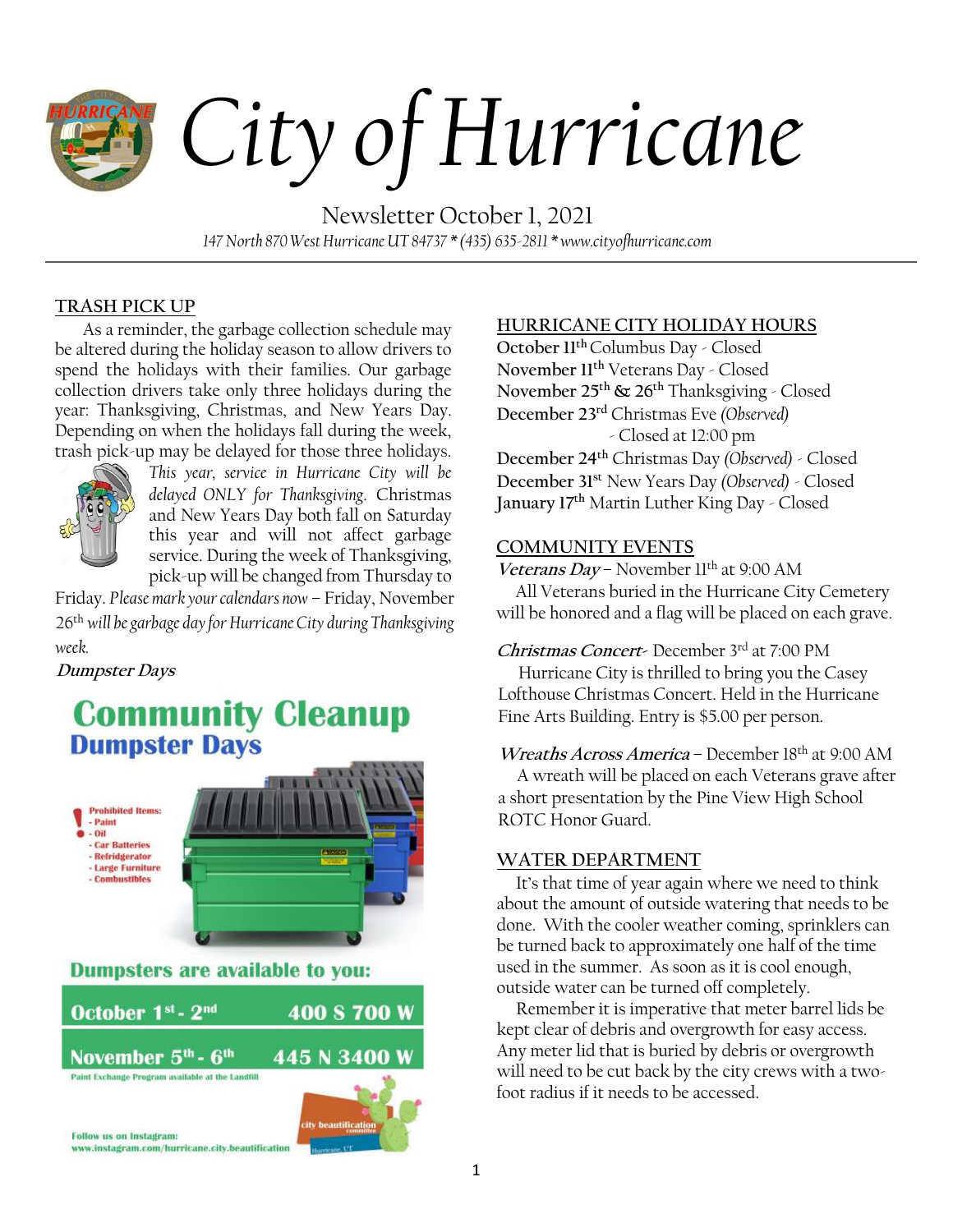# City of Hurricane

Newsletter October 1, 2021

*147 North 870 West Hurricane UT 84737 * (435) 635-2811 * www.cityofhurricane.com*

## TRASH PICK UP

As a reminder, the garbage collection schedule may be altered during the holiday season to allow drivers to spend the holidays with their families. Our garbage collection drivers take only three holidays during the year: Thanksgiving, Christmas, and New Years Day. Depending on when the holidays fall during the week, trash pick-up may be delayed for those three holidays. *This year, service in Hurricane City will be delayed ONLY for Thanksgiving.* Christmas and New Years Day both fall on Saturday this year and will not affect garbage service. During the week of Thanksgiving, pick-up will be changed from Thursday to Friday. *Please mark your calendars now* – Friday, November 26th *will be garbage day for Hurricane City during Thanksgiving week.*

***Dumpster Days***

**Community Cleanup**
**Dumpster Days**

Prohibited Items:
- Paint
- Oil
- Car Batteries
- Refridgerator
- Large Furniture
- Combustibles

**Dumpsters are available to you:**

| | |
|---|---|
| October 1st - 2nd | 400 S 700 W |
| November 5th - 6th | 445 N 3400 W |

Paint Exchange Program available at the Landfill

Follow us on Instagram:
www.instagram.com/hurricane.city.beautification

city beautification committee

## HURRICANE CITY HOLIDAY HOURS

**October 11th** Columbus Day - Closed
**November 11th** Veterans Day - Closed
**November 25th & 26th** Thanksgiving - Closed
**December 23rd** Christmas Eve *(Observed)* - Closed at 12:00 pm
**December 24th** Christmas Day *(Observed)* - Closed
**December 31st** New Years Day *(Observed)* - Closed
**January 17th** Martin Luther King Day - Closed

## COMMUNITY EVENTS

***Veterans Day*** – November 11th at 9:00 AM
All Veterans buried in the Hurricane City Cemetery will be honored and a flag will be placed on each grave.

***Christmas Concert***- December 3rd at 7:00 PM
Hurricane City is thrilled to bring you the Casey Lofthouse Christmas Concert. Held in the Hurricane Fine Arts Building. Entry is $5.00 per person.

***Wreaths Across America*** – December 18th at 9:00 AM
A wreath will be placed on each Veterans grave after a short presentation by the Pine View High School ROTC Honor Guard.

## WATER DEPARTMENT

It's that time of year again where we need to think about the amount of outside watering that needs to be done. With the cooler weather coming, sprinklers can be turned back to approximately one half of the time used in the summer. As soon as it is cool enough, outside water can be turned off completely.

Remember it is imperative that meter barrel lids be kept clear of debris and overgrowth for easy access. Any meter lid that is buried by debris or overgrowth will need to be cut back by the city crews with a two-foot radius if it needs to be accessed.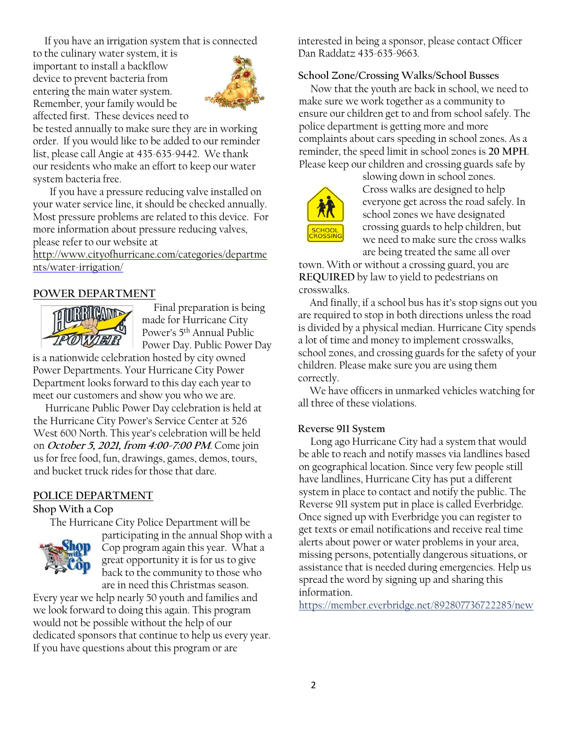If you have an irrigation system that is connected to the culinary water system, it is important to install a backflow device to prevent bacteria from entering the main water system. Remember, your family would be affected first. These devices need to be tested annually to make sure they are in working order. If you would like to be added to our reminder list, please call Angie at 435-635-9442. We thank our residents who make an effort to keep our water system bacteria free.

If you have a pressure reducing valve installed on your water service line, it should be checked annually. Most pressure problems are related to this device. For more information about pressure reducing valves, please refer to our website at http://www.cityofhurricane.com/categories/departments/water-irrigation/

## POWER DEPARTMENT

Final preparation is being made for Hurricane City Power's 5th Annual Public Power Day. Public Power Day is a nationwide celebration hosted by city owned Power Departments. Your Hurricane City Power Department looks forward to this day each year to meet our customers and show you who we are.

Hurricane Public Power Day celebration is held at the Hurricane City Power's Service Center at 526 West 600 North. This year's celebration will be held on ***October 5, 2021, from 4:00-7:00 PM***. Come join us for free food, fun, drawings, games, demos, tours, and bucket truck rides for those that dare.

## POLICE DEPARTMENT

### Shop With a Cop

The Hurricane City Police Department will be participating in the annual Shop with a Cop program again this year. What a great opportunity it is for us to give back to the community to those who are in need this Christmas season. Every year we help nearly 50 youth and families and we look forward to doing this again. This program would not be possible without the help of our dedicated sponsors that continue to help us every year. If you have questions about this program or are interested in being a sponsor, please contact Officer Dan Raddatz 435-635-9663.

### School Zone/Crossing Walks/School Busses

Now that the youth are back in school, we need to make sure we work together as a community to ensure our children get to and from school safely. The police department is getting more and more complaints about cars speeding in school zones. As a reminder, the speed limit in school zones is **20 MPH**. Please keep our children and crossing guards safe by slowing down in school zones. Cross walks are designed to help everyone get across the road safely. In school zones we have designated crossing guards to help children, but we need to make sure the cross walks are being treated the same all over town. With or without a crossing guard, you are **REQUIRED** by law to yield to pedestrians on crosswalks.

And finally, if a school bus has it's stop signs out you are required to stop in both directions unless the road is divided by a physical median. Hurricane City spends a lot of time and money to implement crosswalks, school zones, and crossing guards for the safety of your children. Please make sure you are using them correctly.

We have officers in unmarked vehicles watching for all three of these violations.

### Reverse 911 System

Long ago Hurricane City had a system that would be able to reach and notify masses via landlines based on geographical location. Since very few people still have landlines, Hurricane City has put a different system in place to contact and notify the public. The Reverse 911 system put in place is called Everbridge. Once signed up with Everbridge you can register to get texts or email notifications and receive real time alerts about power or water problems in your area, missing persons, potentially dangerous situations, or assistance that is needed during emergencies. Help us spread the word by signing up and sharing this information.

https://member.everbridge.net/892807736722285/new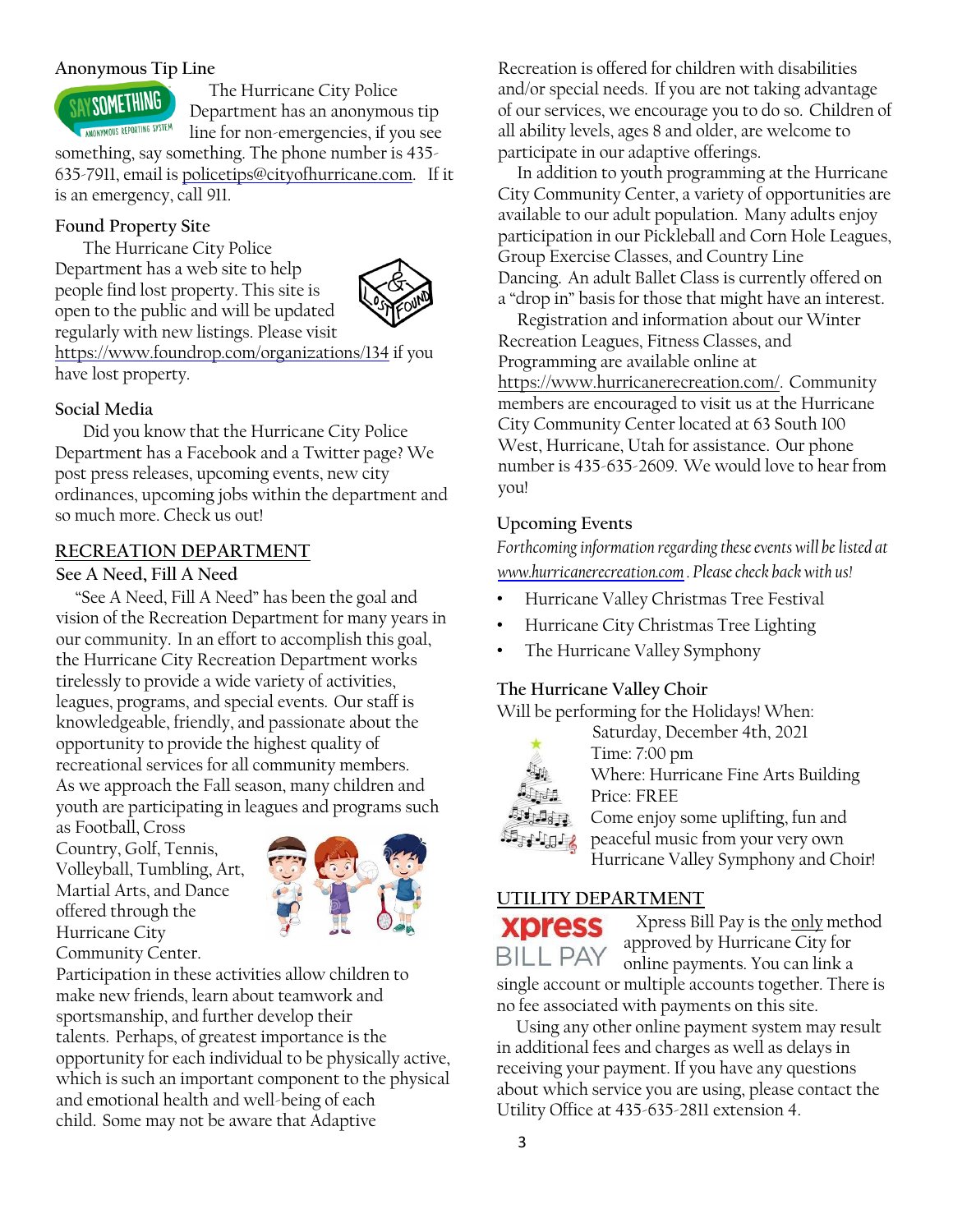### Anonymous Tip Line

The Hurricane City Police Department has an anonymous tip line for non-emergencies, if you see something, say something. The phone number is 435-635-7911, email is policetips@cityofhurricane.com. If it is an emergency, call 911.

### Found Property Site

The Hurricane City Police Department has a web site to help people find lost property. This site is open to the public and will be updated regularly with new listings. Please visit https://www.foundrop.com/organizations/134 if you have lost property.

### Social Media

Did you know that the Hurricane City Police Department has a Facebook and a Twitter page? We post press releases, upcoming events, new city ordinances, upcoming jobs within the department and so much more. Check us out!

## RECREATION DEPARTMENT

### See A Need, Fill A Need

"See A Need, Fill A Need" has been the goal and vision of the Recreation Department for many years in our community. In an effort to accomplish this goal, the Hurricane City Recreation Department works tirelessly to provide a wide variety of activities, leagues, programs, and special events. Our staff is knowledgeable, friendly, and passionate about the opportunity to provide the highest quality of recreational services for all community members. As we approach the Fall season, many children and youth are participating in leagues and programs such as Football, Cross Country, Golf, Tennis, Volleyball, Tumbling, Art, Martial Arts, and Dance offered through the Hurricane City Community Center. Participation in these activities allow children to make new friends, learn about teamwork and sportsmanship, and further develop their talents. Perhaps, of greatest importance is the opportunity for each individual to be physically active, which is such an important component to the physical and emotional health and well-being of each child. Some may not be aware that Adaptive Recreation is offered for children with disabilities and/or special needs. If you are not taking advantage of our services, we encourage you to do so. Children of all ability levels, ages 8 and older, are welcome to participate in our adaptive offerings.

In addition to youth programming at the Hurricane City Community Center, a variety of opportunities are available to our adult population. Many adults enjoy participation in our Pickleball and Corn Hole Leagues, Group Exercise Classes, and Country Line Dancing. An adult Ballet Class is currently offered on a "drop in" basis for those that might have an interest.

Registration and information about our Winter Recreation Leagues, Fitness Classes, and Programming are available online at https://www.hurricanerecreation.com/. Community members are encouraged to visit us at the Hurricane City Community Center located at 63 South 100 West, Hurricane, Utah for assistance. Our phone number is 435-635-2609. We would love to hear from you!

### Upcoming Events

*Forthcoming information regarding these events will be listed at www.hurricanerecreation.com. Please check back with us!*

- Hurricane Valley Christmas Tree Festival
- Hurricane City Christmas Tree Lighting
- The Hurricane Valley Symphony

### The Hurricane Valley Choir

Will be performing for the Holidays! When:
Saturday, December 4th, 2021
Time: 7:00 pm
Where: Hurricane Fine Arts Building
Price: FREE
Come enjoy some uplifting, fun and peaceful music from your very own Hurricane Valley Symphony and Choir!

## UTILITY DEPARTMENT

Xpress Bill Pay is the only method approved by Hurricane City for online payments. You can link a single account or multiple accounts together. There is no fee associated with payments on this site.

Using any other online payment system may result in additional fees and charges as well as delays in receiving your payment. If you have any questions about which service you are using, please contact the Utility Office at 435-635-2811 extension 4.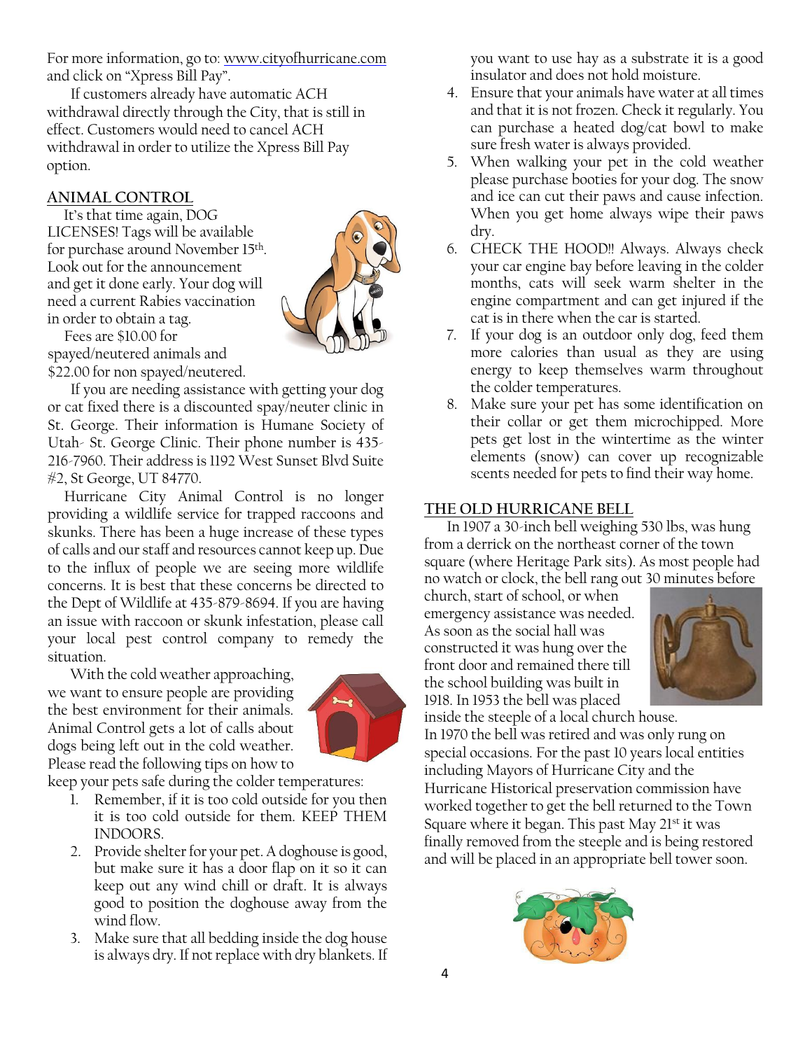For more information, go to: www.cityofhurricane.com and click on "Xpress Bill Pay".

If customers already have automatic ACH withdrawal directly through the City, that is still in effect. Customers would need to cancel ACH withdrawal in order to utilize the Xpress Bill Pay option.

## ANIMAL CONTROL

It's that time again, DOG LICENSES! Tags will be available for purchase around November 15th. Look out for the announcement and get it done early. Your dog will need a current Rabies vaccination in order to obtain a tag.

Fees are $10.00 for spayed/neutered animals and $22.00 for non spayed/neutered.

If you are needing assistance with getting your dog or cat fixed there is a discounted spay/neuter clinic in St. George. Their information is Humane Society of Utah- St. George Clinic. Their phone number is 435-216-7960. Their address is 1192 West Sunset Blvd Suite #2, St George, UT 84770.

Hurricane City Animal Control is no longer providing a wildlife service for trapped raccoons and skunks. There has been a huge increase of these types of calls and our staff and resources cannot keep up. Due to the influx of people we are seeing more wildlife concerns. It is best that these concerns be directed to the Dept of Wildlife at 435-879-8694. If you are having an issue with raccoon or skunk infestation, please call your local pest control company to remedy the situation.

With the cold weather approaching, we want to ensure people are providing the best environment for their animals. Animal Control gets a lot of calls about dogs being left out in the cold weather. Please read the following tips on how to keep your pets safe during the colder temperatures:

1. Remember, if it is too cold outside for you then it is too cold outside for them. KEEP THEM INDOORS.
2. Provide shelter for your pet. A doghouse is good, but make sure it has a door flap on it so it can keep out any wind chill or draft. It is always good to position the doghouse away from the wind flow.
3. Make sure that all bedding inside the dog house is always dry. If not replace with dry blankets. If you want to use hay as a substrate it is a good insulator and does not hold moisture.
4. Ensure that your animals have water at all times and that it is not frozen. Check it regularly. You can purchase a heated dog/cat bowl to make sure fresh water is always provided.
5. When walking your pet in the cold weather please purchase booties for your dog. The snow and ice can cut their paws and cause infection. When you get home always wipe their paws dry.
6. CHECK THE HOOD!! Always. Always check your car engine bay before leaving in the colder months, cats will seek warm shelter in the engine compartment and can get injured if the cat is in there when the car is started.
7. If your dog is an outdoor only dog, feed them more calories than usual as they are using energy to keep themselves warm throughout the colder temperatures.
8. Make sure your pet has some identification on their collar or get them microchipped. More pets get lost in the wintertime as the winter elements (snow) can cover up recognizable scents needed for pets to find their way home.

## THE OLD HURRICANE BELL

In 1907 a 30-inch bell weighing 530 lbs, was hung from a derrick on the northeast corner of the town square (where Heritage Park sits). As most people had no watch or clock, the bell rang out 30 minutes before church, start of school, or when emergency assistance was needed. As soon as the social hall was constructed it was hung over the front door and remained there till the school building was built in 1918. In 1953 the bell was placed inside the steeple of a local church house. In 1970 the bell was retired and was only rung on special occasions. For the past 10 years local entities including Mayors of Hurricane City and the Hurricane Historical preservation commission have worked together to get the bell returned to the Town Square where it began. This past May 21st it was finally removed from the steeple and is being restored and will be placed in an appropriate bell tower soon.